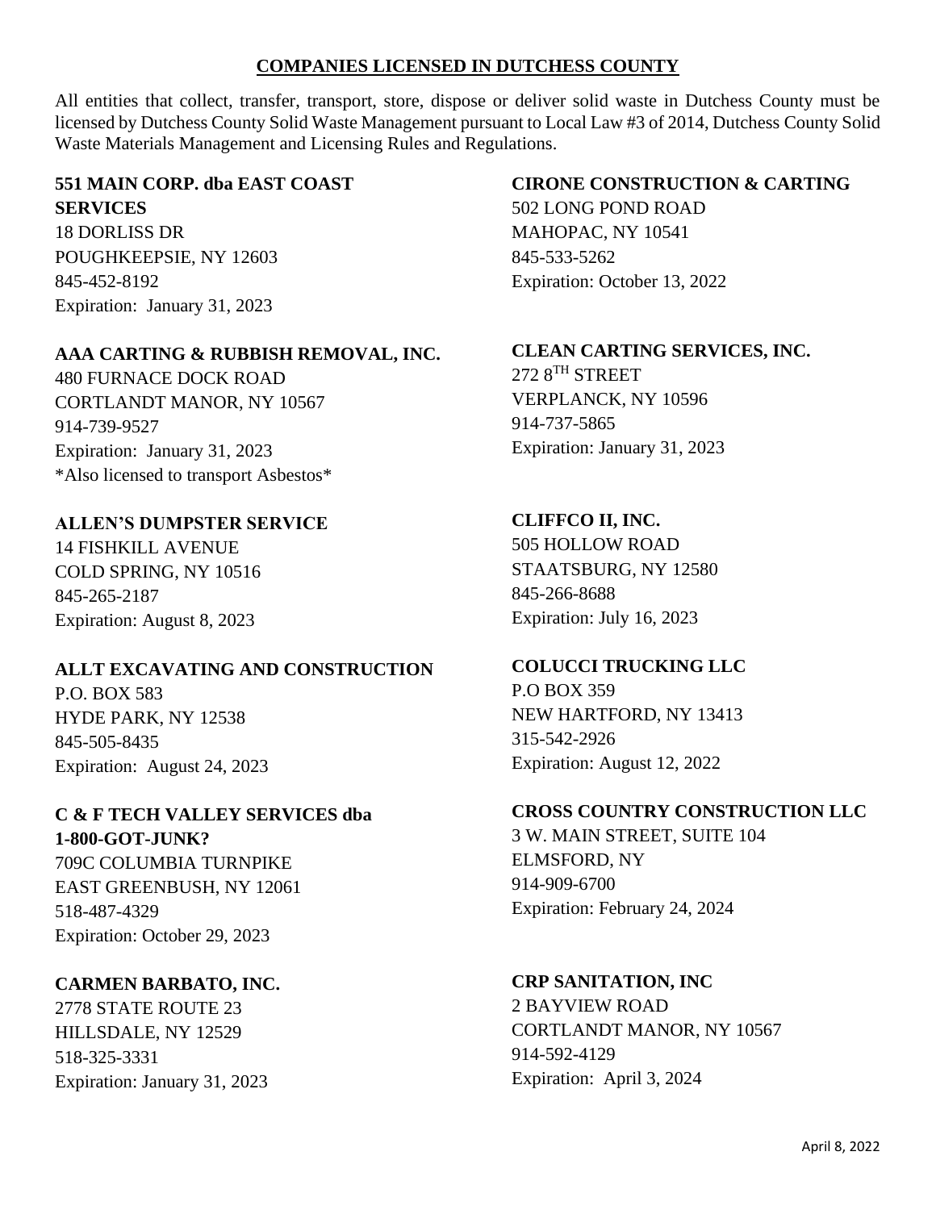# COMPANIES LICENSED IN DUTCHESS COUNTY

All entities that collect, transfer, transport, store, dispose or deliver solid waste in Dutchess County must be licensed by Dutchess County Solid Waste Management pursuant to Local Law #3 of 2014, Dutchess County Solid Waste Materials Management and Licensing Rules and Regulations.

**551 MAIN CORP. dba EAST COAST SERVICES**
18 DORLISS DR
POUGHKEEPSIE, NY 12603
845-452-8192
Expiration: January 31, 2023

**AAA CARTING & RUBBISH REMOVAL, INC.**
480 FURNACE DOCK ROAD
CORTLANDT MANOR, NY 10567
914-739-9527
Expiration: January 31, 2023
*Also licensed to transport Asbestos*

**ALLEN'S DUMPSTER SERVICE**
14 FISHKILL AVENUE
COLD SPRING, NY 10516
845-265-2187
Expiration: August 8, 2023

**ALLT EXCAVATING AND CONSTRUCTION**
P.O. BOX 583
HYDE PARK, NY 12538
845-505-8435
Expiration: August 24, 2023

**C & F TECH VALLEY SERVICES dba 1-800-GOT-JUNK?**
709C COLUMBIA TURNPIKE
EAST GREENBUSH, NY 12061
518-487-4329
Expiration: October 29, 2023

**CARMEN BARBATO, INC.**
2778 STATE ROUTE 23
HILLSDALE, NY 12529
518-325-3331
Expiration: January 31, 2023

**CIRONE CONSTRUCTION & CARTING**
502 LONG POND ROAD
MAHOPAC, NY 10541
845-533-5262
Expiration: October 13, 2022

**CLEAN CARTING SERVICES, INC.**
272 8TH STREET
VERPLANCK, NY 10596
914-737-5865
Expiration: January 31, 2023

**CLIFFCO II, INC.**
505 HOLLOW ROAD
STAATSBURG, NY 12580
845-266-8688
Expiration: July 16, 2023

**COLUCCI TRUCKING LLC**
P.O BOX 359
NEW HARTFORD, NY 13413
315-542-2926
Expiration: August 12, 2022

**CROSS COUNTRY CONSTRUCTION LLC**
3 W. MAIN STREET, SUITE 104
ELMSFORD, NY
914-909-6700
Expiration: February 24, 2024

**CRP SANITATION, INC**
2 BAYVIEW ROAD
CORTLANDT MANOR, NY 10567
914-592-4129
Expiration: April 3, 2024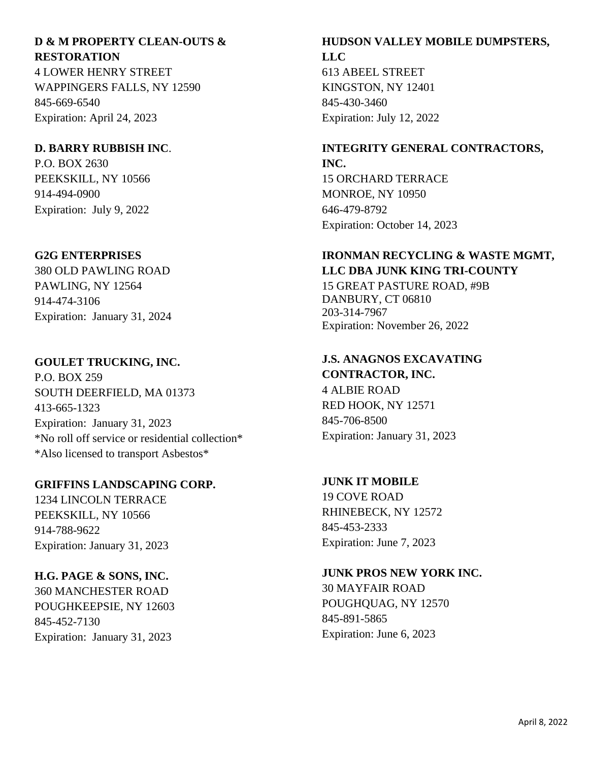**D & M PROPERTY CLEAN-OUTS & RESTORATION**
4 LOWER HENRY STREET
WAPPINGERS FALLS, NY 12590
845-669-6540
Expiration: April 24, 2023

**D. BARRY RUBBISH INC**.
P.O. BOX 2630
PEEKSKILL, NY 10566
914-494-0900
Expiration: July 9, 2022

**G2G ENTERPRISES**
380 OLD PAWLING ROAD
PAWLING, NY 12564
914-474-3106
Expiration: January 31, 2024

**GOULET TRUCKING, INC.**
P.O. BOX 259
SOUTH DEERFIELD, MA 01373
413-665-1323
Expiration: January 31, 2023
*No roll off service or residential collection*
*Also licensed to transport Asbestos*

**GRIFFINS LANDSCAPING CORP.**
1234 LINCOLN TERRACE
PEEKSKILL, NY 10566
914-788-9622
Expiration: January 31, 2023

**H.G. PAGE & SONS, INC.**
360 MANCHESTER ROAD
POUGHKEEPSIE, NY 12603
845-452-7130
Expiration: January 31, 2023

**HUDSON VALLEY MOBILE DUMPSTERS, LLC**
613 ABEEL STREET
KINGSTON, NY 12401
845-430-3460
Expiration: July 12, 2022

**INTEGRITY GENERAL CONTRACTORS, INC.**
15 ORCHARD TERRACE
MONROE, NY 10950
646-479-8792
Expiration: October 14, 2023

**IRONMAN RECYCLING & WASTE MGMT, LLC DBA JUNK KING TRI-COUNTY**
15 GREAT PASTURE ROAD, #9B
DANBURY, CT 06810
203-314-7967
Expiration: November 26, 2022

**J.S. ANAGNOS EXCAVATING CONTRACTOR, INC.**
4 ALBIE ROAD
RED HOOK, NY 12571
845-706-8500
Expiration: January 31, 2023

**JUNK IT MOBILE**
19 COVE ROAD
RHINEBECK, NY 12572
845-453-2333
Expiration: June 7, 2023

**JUNK PROS NEW YORK INC.**
30 MAYFAIR ROAD
POUGHQUAG, NY 12570
845-891-5865
Expiration: June 6, 2023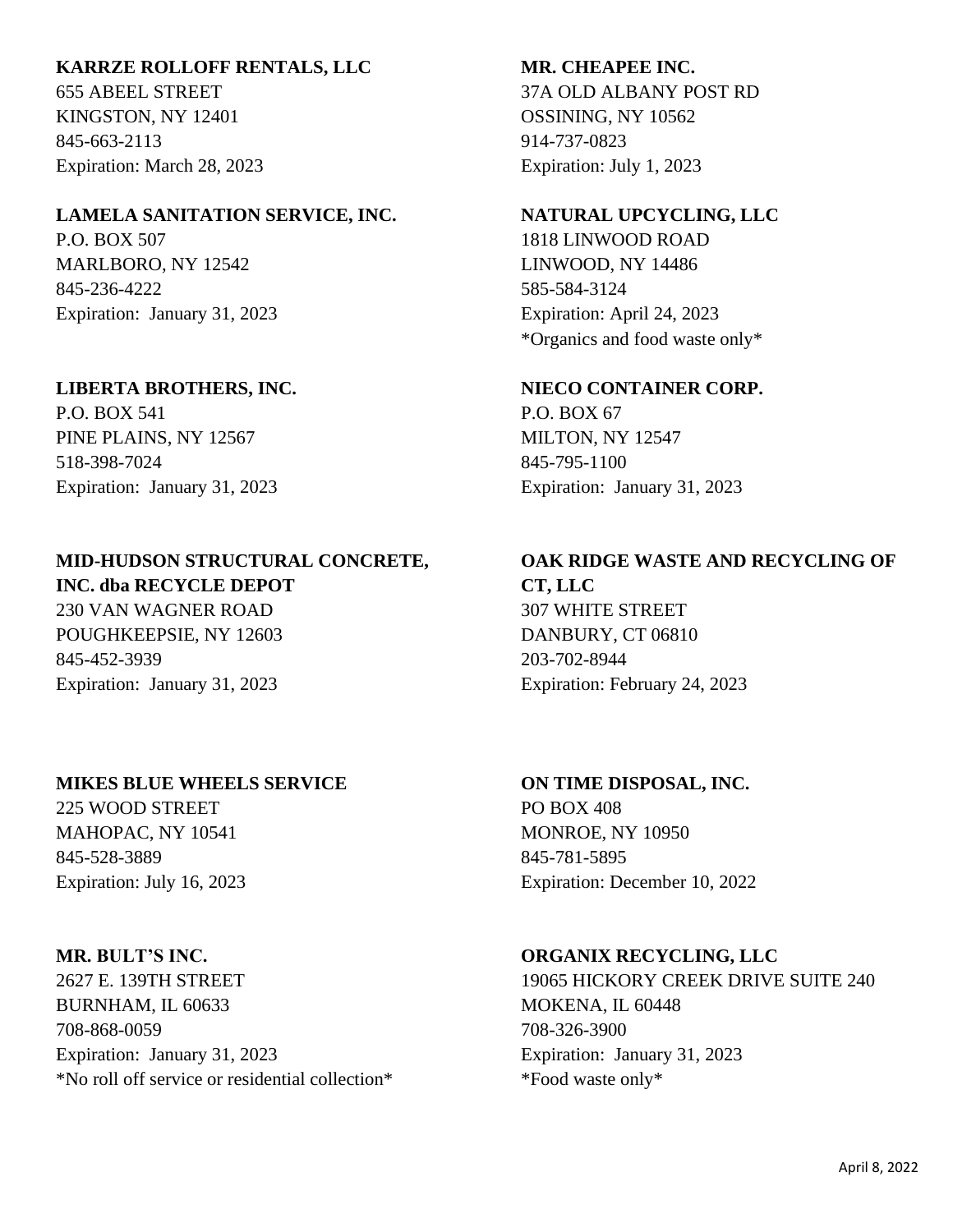**KARRZE ROLLOFF RENTALS, LLC**
655 ABEEL STREET
KINGSTON, NY 12401
845-663-2113
Expiration: March 28, 2023

**LAMELA SANITATION SERVICE, INC.**
P.O. BOX 507
MARLBORO, NY 12542
845-236-4222
Expiration: January 31, 2023

**LIBERTA BROTHERS, INC.**
P.O. BOX 541
PINE PLAINS, NY 12567
518-398-7024
Expiration: January 31, 2023

**MID-HUDSON STRUCTURAL CONCRETE, INC. dba RECYCLE DEPOT**
230 VAN WAGNER ROAD
POUGHKEEPSIE, NY 12603
845-452-3939
Expiration: January 31, 2023

**MIKES BLUE WHEELS SERVICE**
225 WOOD STREET
MAHOPAC, NY 10541
845-528-3889
Expiration: July 16, 2023

**MR. BULT'S INC.**
2627 E. 139TH STREET
BURNHAM, IL 60633
708-868-0059
Expiration: January 31, 2023
*No roll off service or residential collection*

**MR. CHEAPEE INC.**
37A OLD ALBANY POST RD
OSSINING, NY 10562
914-737-0823
Expiration: July 1, 2023

**NATURAL UPCYCLING, LLC**
1818 LINWOOD ROAD
LINWOOD, NY 14486
585-584-3124
Expiration: April 24, 2023
*Organics and food waste only*

**NIECO CONTAINER CORP.**
P.O. BOX 67
MILTON, NY 12547
845-795-1100
Expiration: January 31, 2023

**OAK RIDGE WASTE AND RECYCLING OF CT, LLC**
307 WHITE STREET
DANBURY, CT 06810
203-702-8944
Expiration: February 24, 2023

**ON TIME DISPOSAL, INC.**
PO BOX 408
MONROE, NY 10950
845-781-5895
Expiration: December 10, 2022

**ORGANIX RECYCLING, LLC**
19065 HICKORY CREEK DRIVE SUITE 240
MOKENA, IL 60448
708-326-3900
Expiration: January 31, 2023
*Food waste only*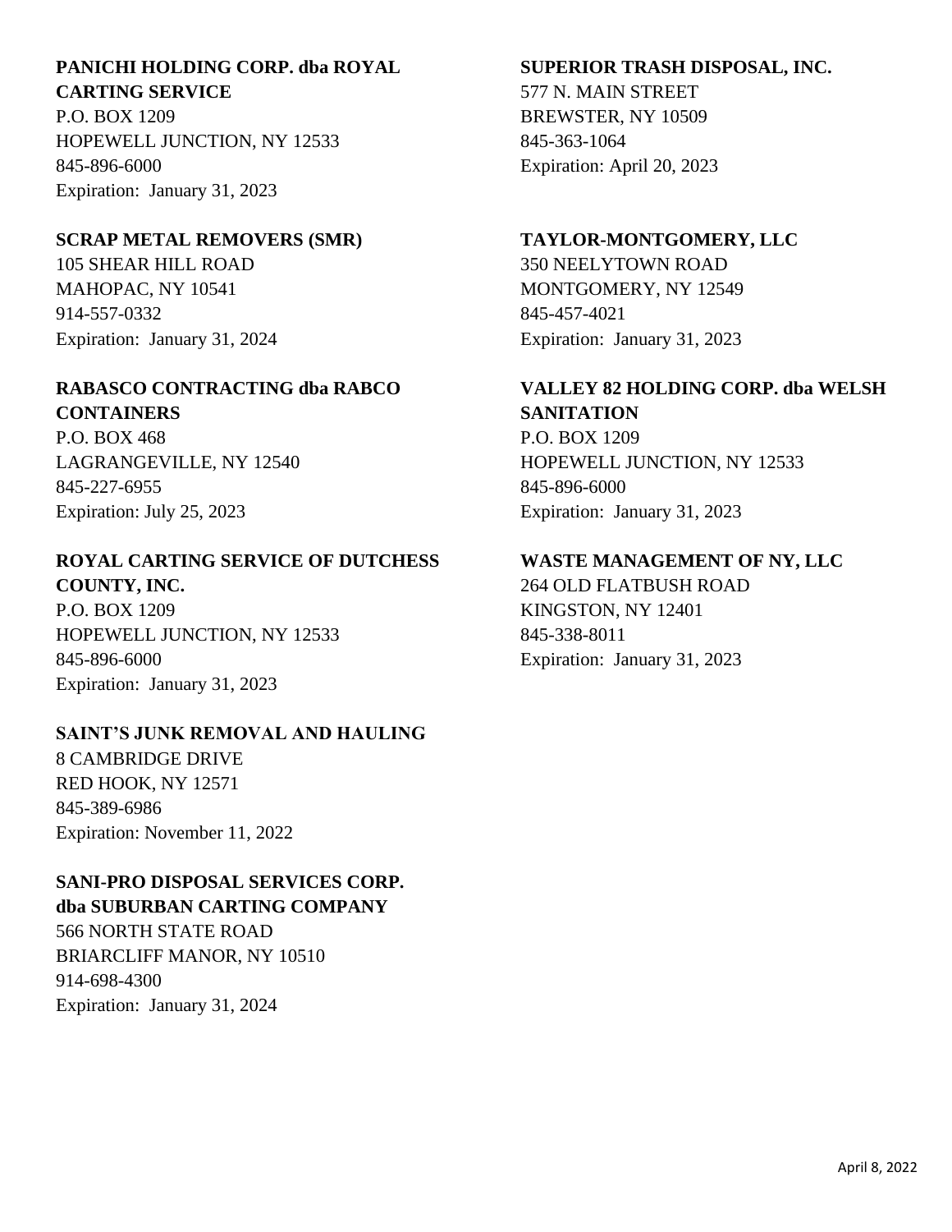**PANICHI HOLDING CORP. dba ROYAL CARTING SERVICE**
P.O. BOX 1209
HOPEWELL JUNCTION, NY 12533
845-896-6000
Expiration: January 31, 2023

**SCRAP METAL REMOVERS (SMR)**
105 SHEAR HILL ROAD
MAHOPAC, NY 10541
914-557-0332
Expiration: January 31, 2024

**RABASCO CONTRACTING dba RABCO CONTAINERS**
P.O. BOX 468
LAGRANGEVILLE, NY 12540
845-227-6955
Expiration: July 25, 2023

**ROYAL CARTING SERVICE OF DUTCHESS COUNTY, INC.**
P.O. BOX 1209
HOPEWELL JUNCTION, NY 12533
845-896-6000
Expiration: January 31, 2023

**SAINT'S JUNK REMOVAL AND HAULING**
8 CAMBRIDGE DRIVE
RED HOOK, NY 12571
845-389-6986
Expiration: November 11, 2022

**SANI-PRO DISPOSAL SERVICES CORP. dba SUBURBAN CARTING COMPANY**
566 NORTH STATE ROAD
BRIARCLIFF MANOR, NY 10510
914-698-4300
Expiration: January 31, 2024

**SUPERIOR TRASH DISPOSAL, INC.**
577 N. MAIN STREET
BREWSTER, NY 10509
845-363-1064
Expiration: April 20, 2023

**TAYLOR-MONTGOMERY, LLC**
350 NEELYTOWN ROAD
MONTGOMERY, NY 12549
845-457-4021
Expiration: January 31, 2023

**VALLEY 82 HOLDING CORP. dba WELSH SANITATION**
P.O. BOX 1209
HOPEWELL JUNCTION, NY 12533
845-896-6000
Expiration: January 31, 2023

**WASTE MANAGEMENT OF NY, LLC**
264 OLD FLATBUSH ROAD
KINGSTON, NY 12401
845-338-8011
Expiration: January 31, 2023

April 8, 2022